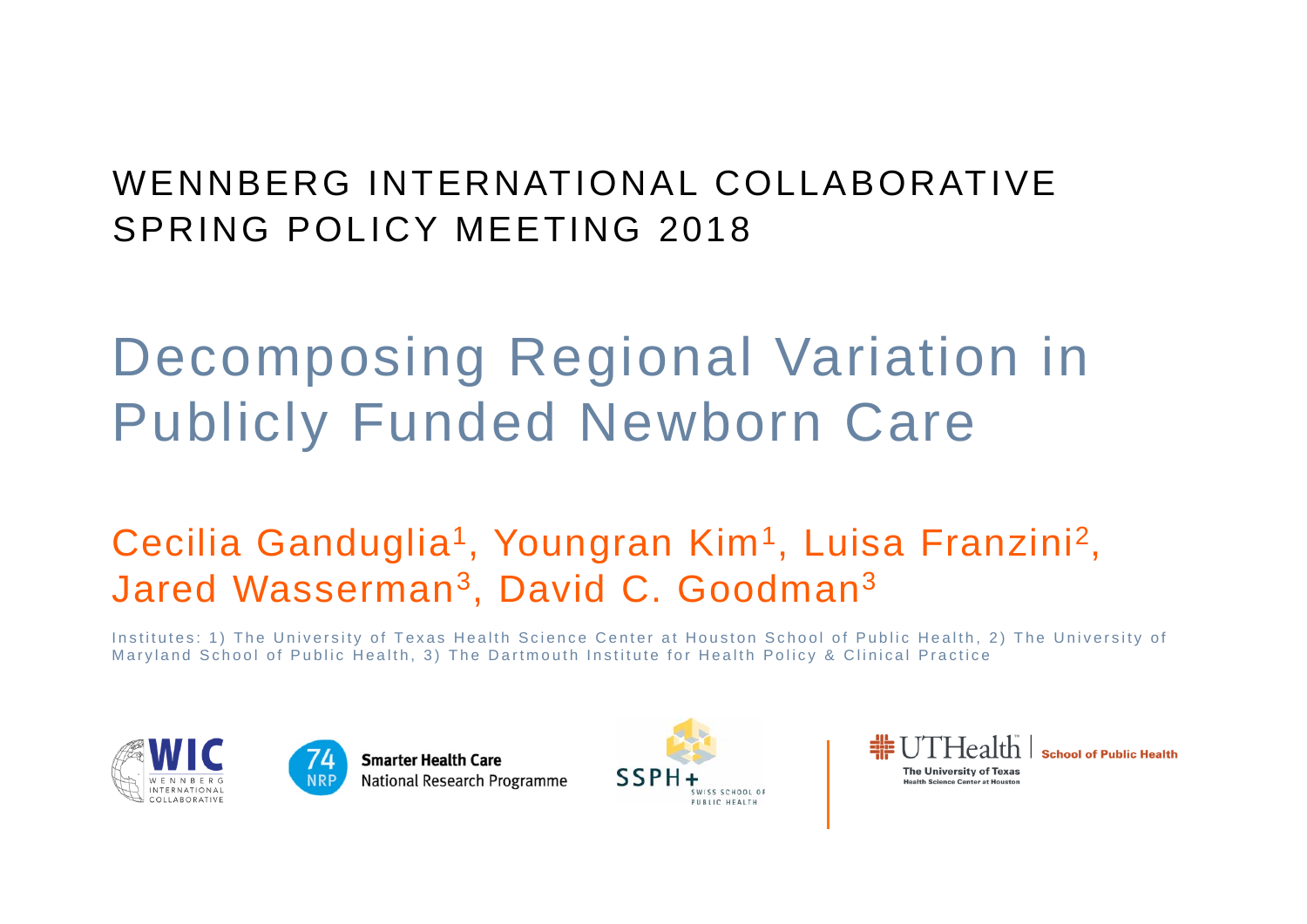WENNBERG INTERNATIONAL COLLABORATIVE
SPRING POLICY MEETING 2018

# Decomposing Regional Variation in Publicly Funded Newborn Care

Cecilia Ganduglia[1], Youngran Kim[1], Luisa Franzini[2], Jared Wasserman[3], David C. Goodman[3]

Institutes: 1) The University of Texas Health Science Center at Houston School of Public Health, 2) The University of Maryland School of Public Health, 3) The Dartmouth Institute for Health Policy & Clinical Practice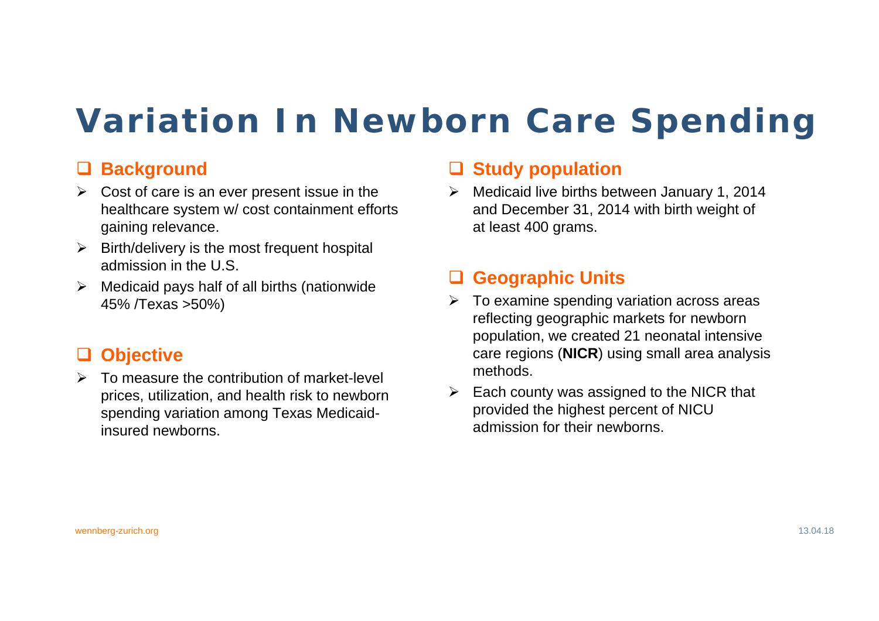# Variation In Newborn Care Spending

## Background

- Cost of care is an ever present issue in the healthcare system w/ cost containment efforts gaining relevance.
- Birth/delivery is the most frequent hospital admission in the U.S.
- Medicaid pays half of all births (nationwide 45% /Texas >50%)

## Objective

- To measure the contribution of market-level prices, utilization, and health risk to newborn spending variation among Texas Medicaid-insured newborns.

## Study population

- Medicaid live births between January 1, 2014 and December 31, 2014 with birth weight of at least 400 grams.

## Geographic Units

- To examine spending variation across areas reflecting geographic markets for newborn population, we created 21 neonatal intensive care regions (**NICR**) using small area analysis methods.
- Each county was assigned to the NICR that provided the highest percent of NICU admission for their newborns.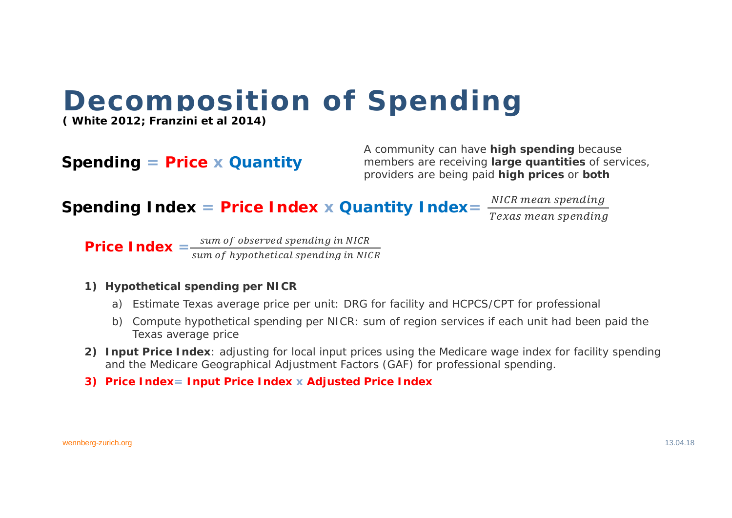# Decomposition of Spending

**( White 2012; Franzini et al 2014)**

**Spending = Price x Quantity**

A community can have **high spending** because members are receiving **large quantities** of services, providers are being paid **high prices** or **both**

**Spending Index = Price Index x Quantity Index** $= \frac{NICR\ mean\ spending}{Texas\ mean\ spending}$

**Price Index** $= \frac{sum\ of\ observed\ spending\ in\ NICR}{sum\ of\ hypothetical\ spending\ in\ NICR}$

1) **Hypothetical spending per NICR**
   a) Estimate Texas average price per unit: DRG for facility and HCPCS/CPT for professional
   b) Compute hypothetical spending per NICR: sum of region services if each unit had been paid the Texas average price
2) **Input Price Index**: adjusting for local input prices using the Medicare wage index for facility spending and the Medicare Geographical Adjustment Factors (GAF) for professional spending.
3) **Price Index= Input Price Index x Adjusted Price Index**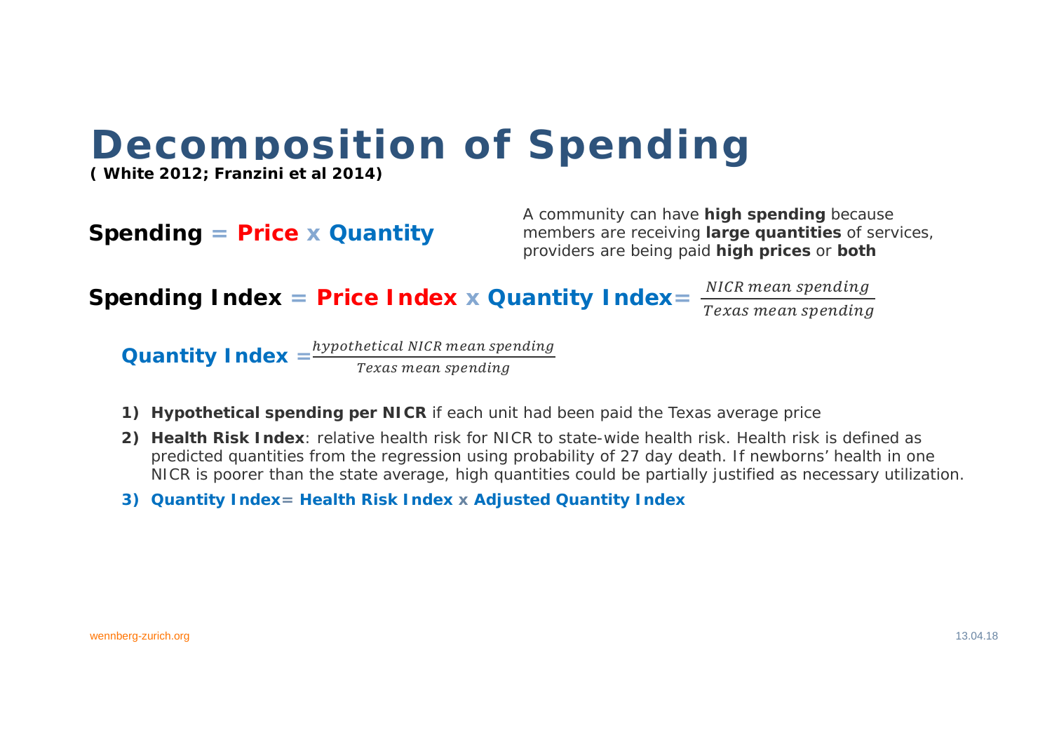# Decomposition of Spending

**( White 2012; Franzini et al 2014)**

**Spending = Price x Quantity**

A community can have **high spending** because members are receiving **large quantities** of services, providers are being paid **high prices** or **both**

**Spending Index = Price Index x Quantity Index** $= \frac{NICR\ mean\ spending}{Texas\ mean\ spending}$

**Quantity Index** $= \frac{hypothetical\ NICR\ mean\ spending}{Texas\ mean\ spending}$

1) **Hypothetical spending per NICR** if each unit had been paid the Texas average price
2) **Health Risk Index**: relative health risk for NICR to state-wide health risk. Health risk is defined as predicted quantities from the regression using probability of 27 day death. If newborns' health in one NICR is poorer than the state average, high quantities could be partially justified as necessary utilization.
3) **Quantity Index= Health Risk Index x Adjusted Quantity Index**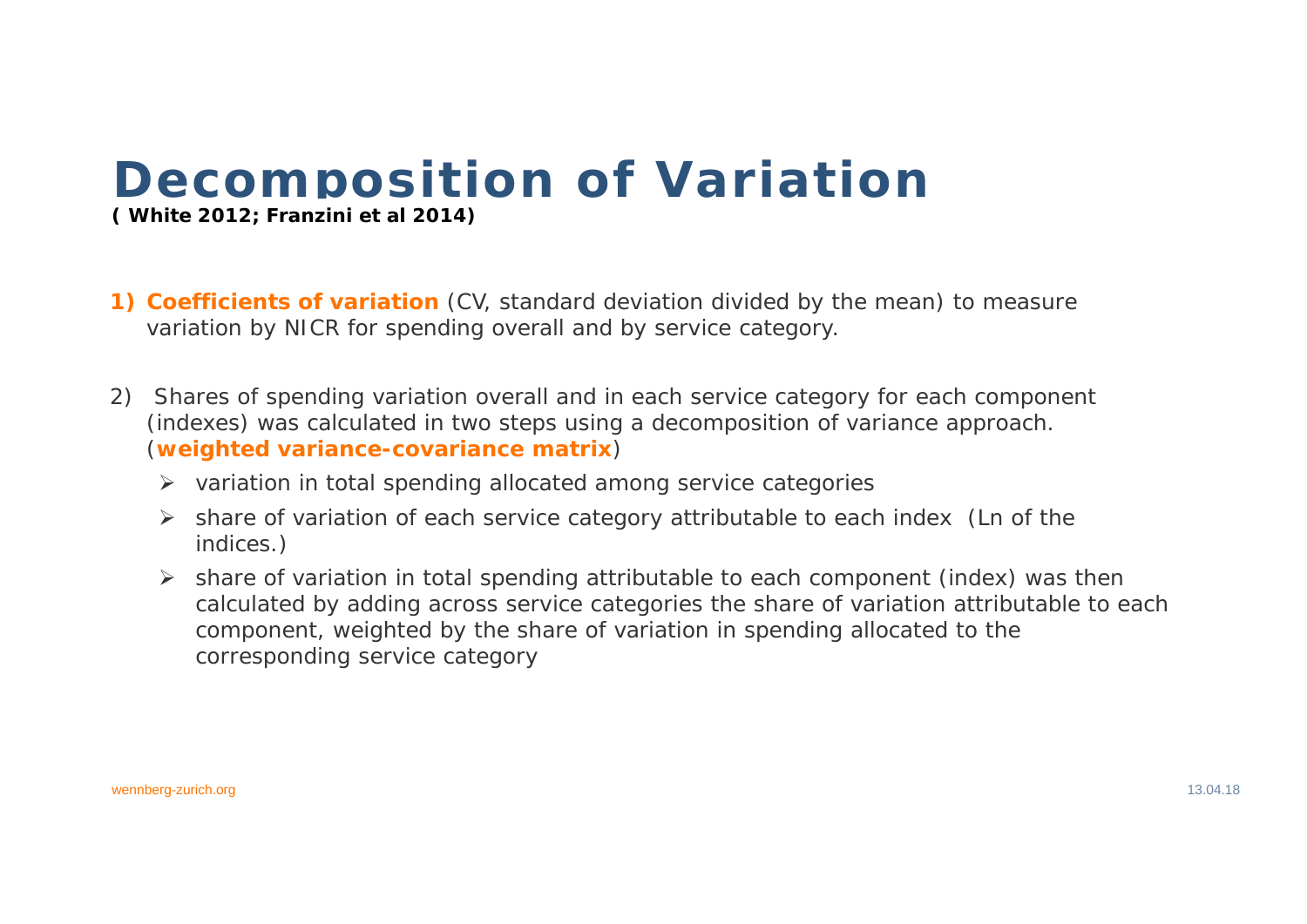# Decomposition of Variation

**( White 2012; Franzini et al 2014)**

1) **Coefficients of variation** (CV, standard deviation divided by the mean) to measure variation by NICR for spending overall and by service category.

2) Shares of spending variation overall and in each service category for each component (indexes) was calculated in two steps using a decomposition of variance approach. (**weighted variance-covariance matrix**)
   - variation in total spending allocated among service categories
   - share of variation of each service category attributable to each index (Ln of the indices.)
   - share of variation in total spending attributable to each component (index) was then calculated by adding across service categories the share of variation attributable to each component, weighted by the share of variation in spending allocated to the corresponding service category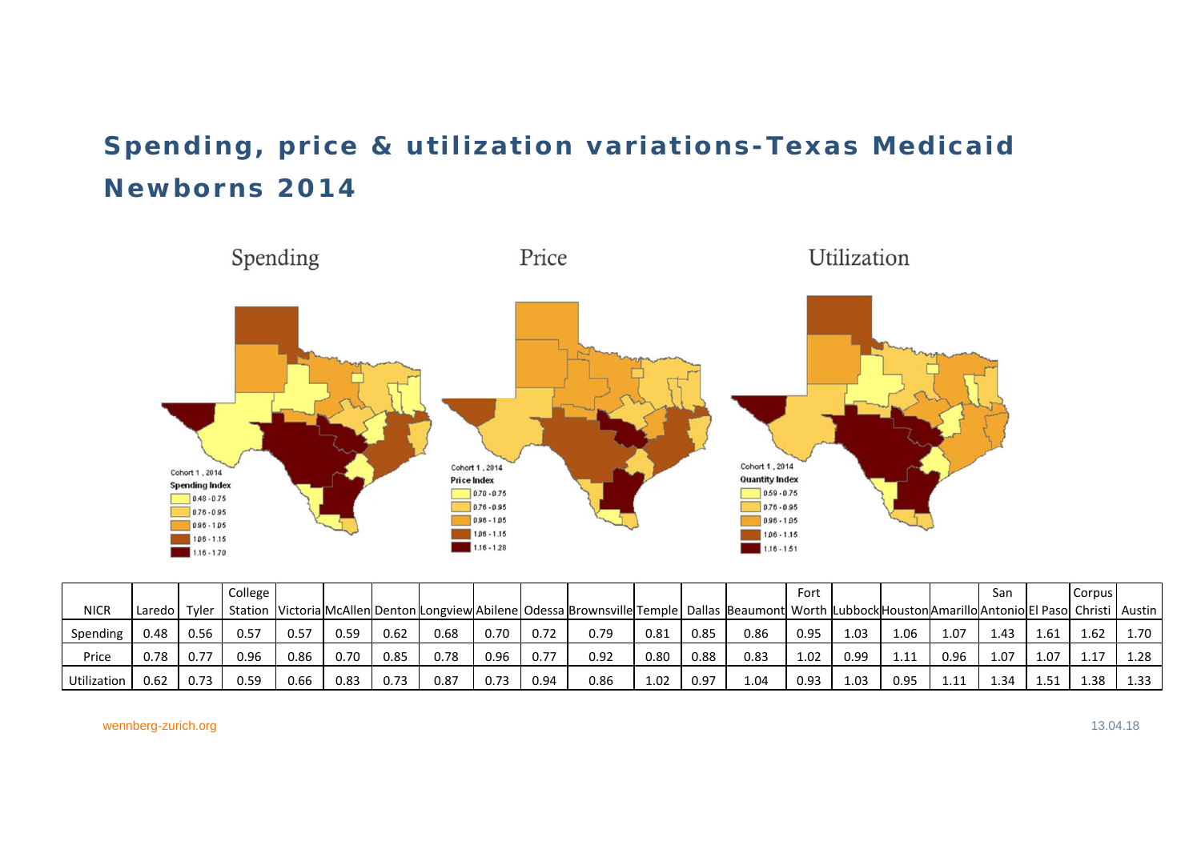# Spending, price & utilization variations-Texas Medicaid Newborns 2014

Spending

Price

Utilization

Cohort 1, 2014
Spending Index
0.48 - 0.75
0.76 - 0.95
0.96 - 1.05
1.06 - 1.15
1.16 - 1.70

Cohort 1, 2014
Price Index
0.70 - 0.75
0.76 - 0.95
0.96 - 1.05
1.06 - 1.15
1.16 - 1.28

Cohort 1, 2014
Quantity Index
0.59 - 0.75
0.76 - 0.95
0.96 - 1.05
1.06 - 1.15
1.16 - 1.51

| NICR | Laredo | Tyler | College Station | Victoria | McAllen | Denton | Longview | Abilene | Odessa | Brownsville | Temple | Dallas | Beaumont | Fort Worth | Lubbock | Houston | Amarillo | San Antonio | El Paso | Corpus Christi | Austin |
|---|---|---|---|---|---|---|---|---|---|---|---|---|---|---|---|---|---|---|---|---|---|
| Spending | 0.48 | 0.56 | 0.57 | 0.57 | 0.59 | 0.62 | 0.68 | 0.70 | 0.72 | 0.79 | 0.81 | 0.85 | 0.86 | 0.95 | 1.03 | 1.06 | 1.07 | 1.43 | 1.61 | 1.62 | 1.70 |
| Price | 0.78 | 0.77 | 0.96 | 0.86 | 0.70 | 0.85 | 0.78 | 0.96 | 0.77 | 0.92 | 0.80 | 0.88 | 0.83 | 1.02 | 0.99 | 1.11 | 0.96 | 1.07 | 1.07 | 1.17 | 1.28 |
| Utilization | 0.62 | 0.73 | 0.59 | 0.66 | 0.83 | 0.73 | 0.87 | 0.73 | 0.94 | 0.86 | 1.02 | 0.97 | 1.04 | 0.93 | 1.03 | 0.95 | 1.11 | 1.34 | 1.51 | 1.38 | 1.33 |

wennberg-zurich.org

13.04.18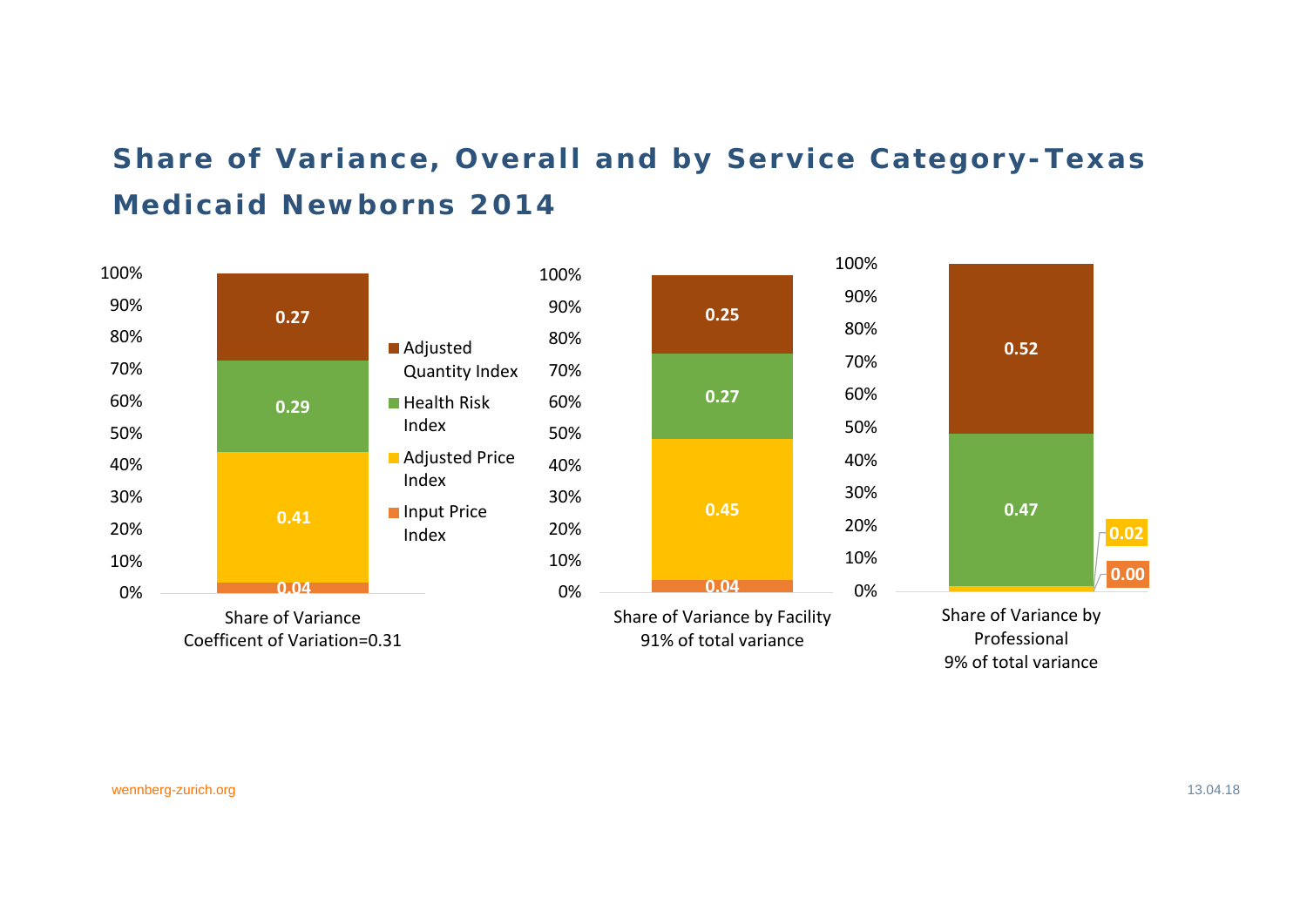# Share of Variance, Overall and by Service Category-Texas Medicaid Newborns 2014

| | Share of Variance (Coefficent of Variation=0.31) | Share of Variance by Facility (91% of total variance) | Share of Variance by Professional (9% of total variance) |
|---|---|---|---|
| Adjusted Quantity Index | 0.27 | 0.25 | 0.52 |
| Health Risk Index | 0.29 | 0.27 | 0.47 |
| Adjusted Price Index | 0.41 | 0.45 | 0.02 |
| Input Price Index | 0.04 | 0.04 | 0.00 |

wennberg-zurich.org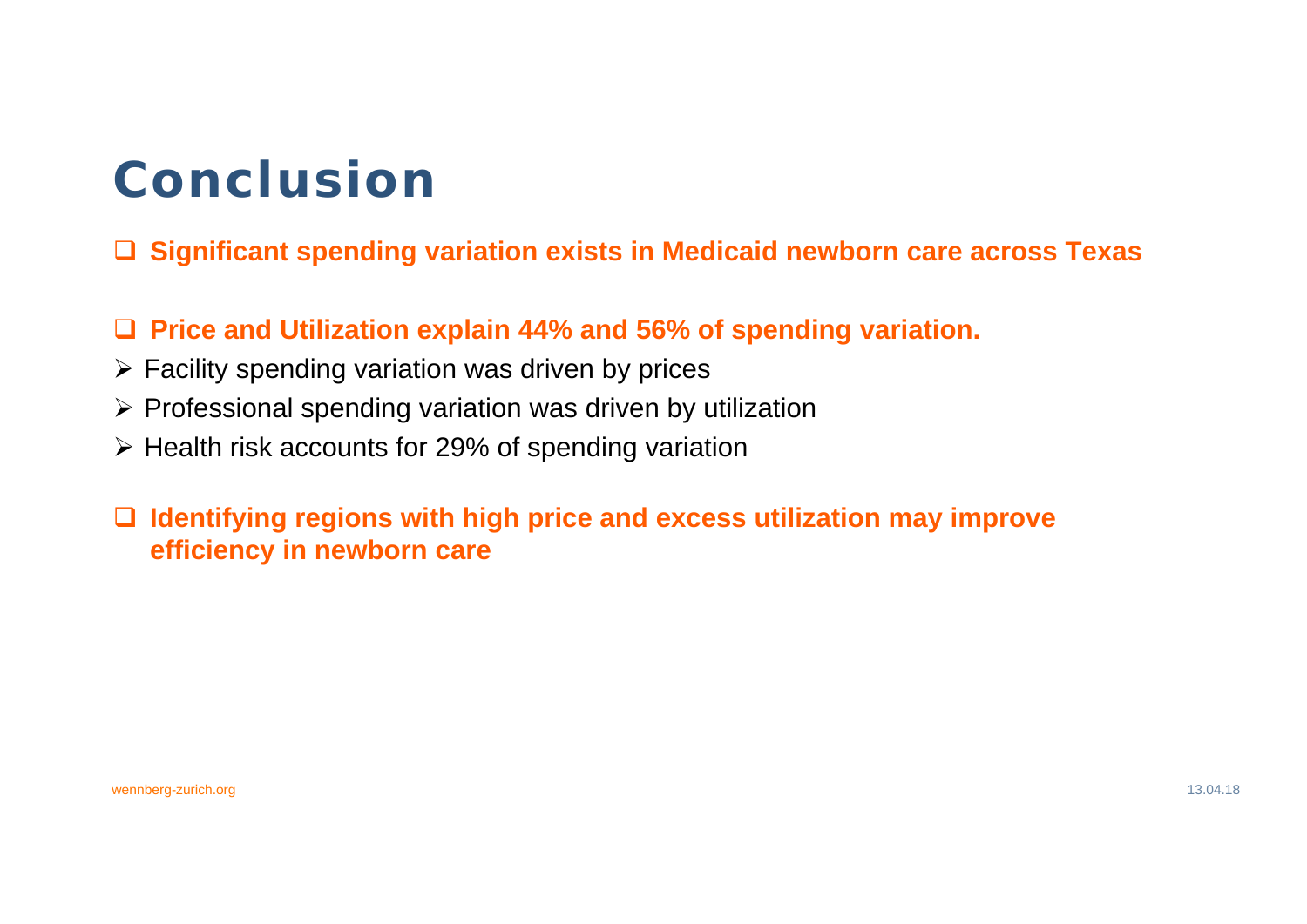# Conclusion

- **Significant spending variation exists in Medicaid newborn care across Texas**

- **Price and Utilization explain 44% and 56% of spending variation.**
  - Facility spending variation was driven by prices
  - Professional spending variation was driven by utilization
  - Health risk accounts for 29% of spending variation

- **Identifying regions with high price and excess utilization may improve efficiency in newborn care**